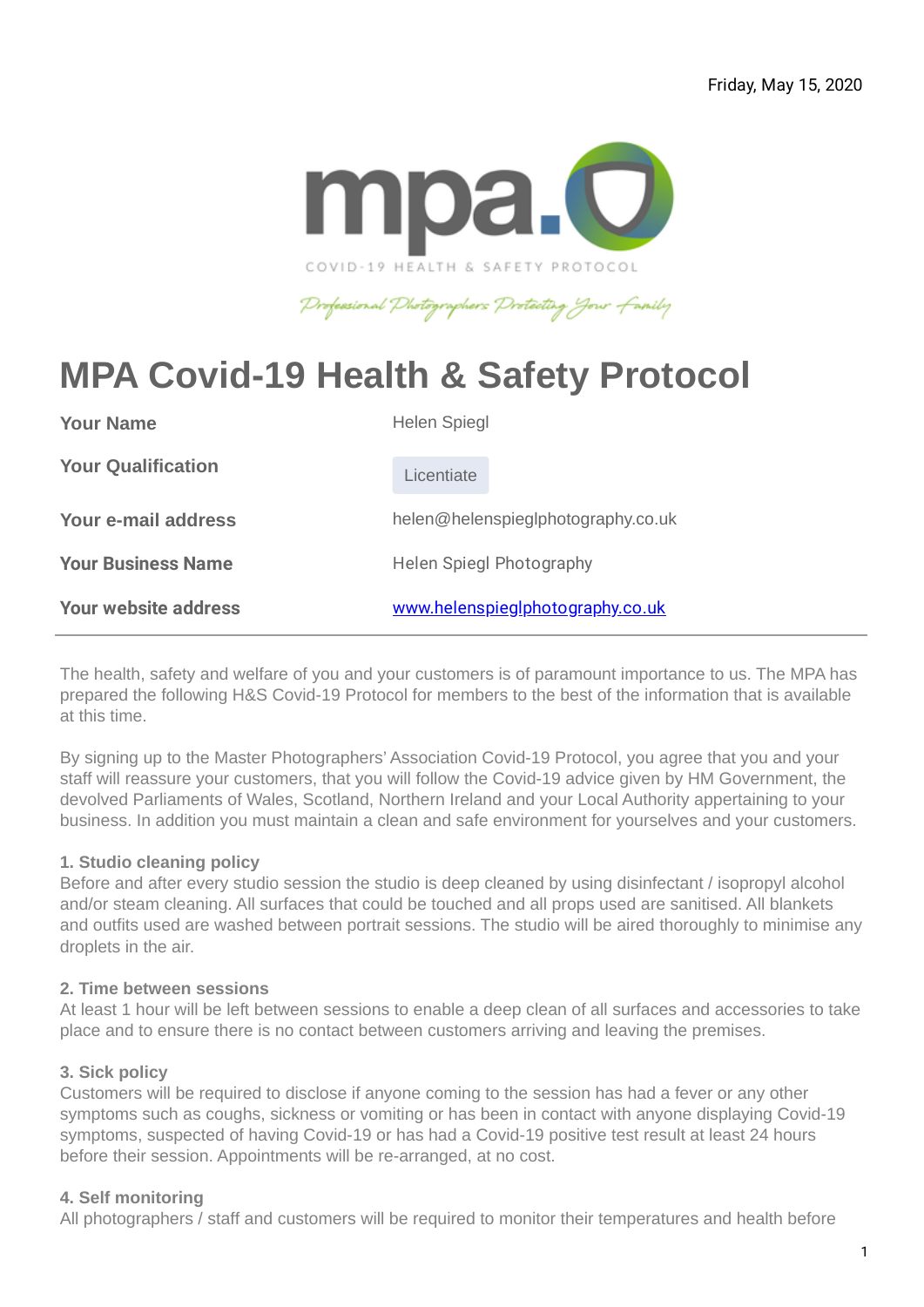Friday, May 15, 2020

mpa.

COVID-19 HEALTH & SAFETY PROTOCOL

*Professional Photographers Protecting Your Family*

# MPA Covid-19 Health & Safety Protocol

| | |
|---|---|
| **Your Name** | Helen Spiegl |
| **Your Qualification** | Licentiate |
| **Your e-mail address** | helen@helenspieglphotography.co.uk |
| **Your Business Name** | Helen Spiegl Photography |
| **Your website address** | www.helenspieglphotography.co.uk |

---

The health, safety and welfare of you and your customers is of paramount importance to us. The MPA has prepared the following H&S Covid-19 Protocol for members to the best of the information that is available at this time.

By signing up to the Master Photographers' Association Covid-19 Protocol, you agree that you and your staff will reassure your customers, that you will follow the Covid-19 advice given by HM Government, the devolved Parliaments of Wales, Scotland, Northern Ireland and your Local Authority appertaining to your business. In addition you must maintain a clean and safe environment for yourselves and your customers.

### 1. Studio cleaning policy

Before and after every studio session the studio is deep cleaned by using disinfectant / isopropyl alcohol and/or steam cleaning. All surfaces that could be touched and all props used are sanitised. All blankets and outfits used are washed between portrait sessions. The studio will be aired thoroughly to minimise any droplets in the air.

### 2. Time between sessions

At least 1 hour will be left between sessions to enable a deep clean of all surfaces and accessories to take place and to ensure there is no contact between customers arriving and leaving the premises.

### 3. Sick policy

Customers will be required to disclose if anyone coming to the session has had a fever or any other symptoms such as coughs, sickness or vomiting or has been in contact with anyone displaying Covid-19 symptoms, suspected of having Covid-19 or has had a Covid-19 positive test result at least 24 hours before their session. Appointments will be re-arranged, at no cost.

### 4. Self monitoring

All photographers / staff and customers will be required to monitor their temperatures and health before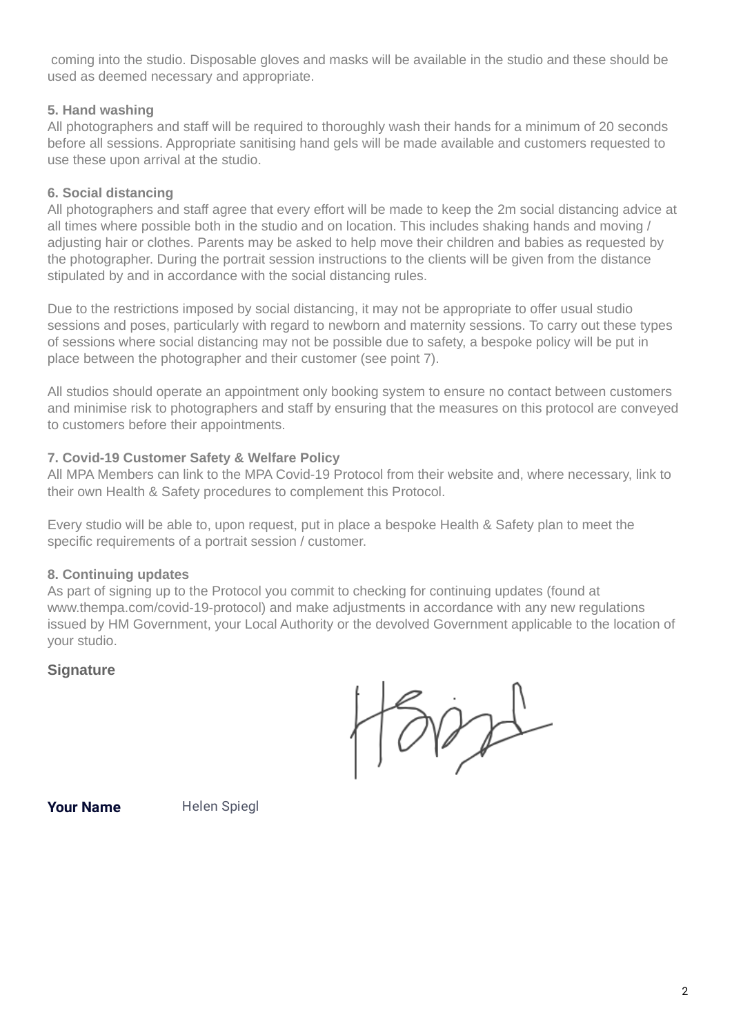coming into the studio. Disposable gloves and masks will be available in the studio and these should be used as deemed necessary and appropriate.

**5. Hand washing**
All photographers and staff will be required to thoroughly wash their hands for a minimum of 20 seconds before all sessions. Appropriate sanitising hand gels will be made available and customers requested to use these upon arrival at the studio.

**6. Social distancing**
All photographers and staff agree that every effort will be made to keep the 2m social distancing advice at all times where possible both in the studio and on location. This includes shaking hands and moving / adjusting hair or clothes. Parents may be asked to help move their children and babies as requested by the photographer. During the portrait session instructions to the clients will be given from the distance stipulated by and in accordance with the social distancing rules.

Due to the restrictions imposed by social distancing, it may not be appropriate to offer usual studio sessions and poses, particularly with regard to newborn and maternity sessions. To carry out these types of sessions where social distancing may not be possible due to safety, a bespoke policy will be put in place between the photographer and their customer (see point 7).

All studios should operate an appointment only booking system to ensure no contact between customers and minimise risk to photographers and staff by ensuring that the measures on this protocol are conveyed to customers before their appointments.

**7. Covid-19 Customer Safety & Welfare Policy**
All MPA Members can link to the MPA Covid-19 Protocol from their website and, where necessary, link to their own Health & Safety procedures to complement this Protocol.

Every studio will be able to, upon request, put in place a bespoke Health & Safety plan to meet the specific requirements of a portrait session / customer.

**8. Continuing updates**
As part of signing up to the Protocol you commit to checking for continuing updates (found at www.thempa.com/covid-19-protocol) and make adjustments in accordance with any new regulations issued by HM Government, your Local Authority or the devolved Government applicable to the location of your studio.

**Signature**

**Your Name** Helen Spiegl